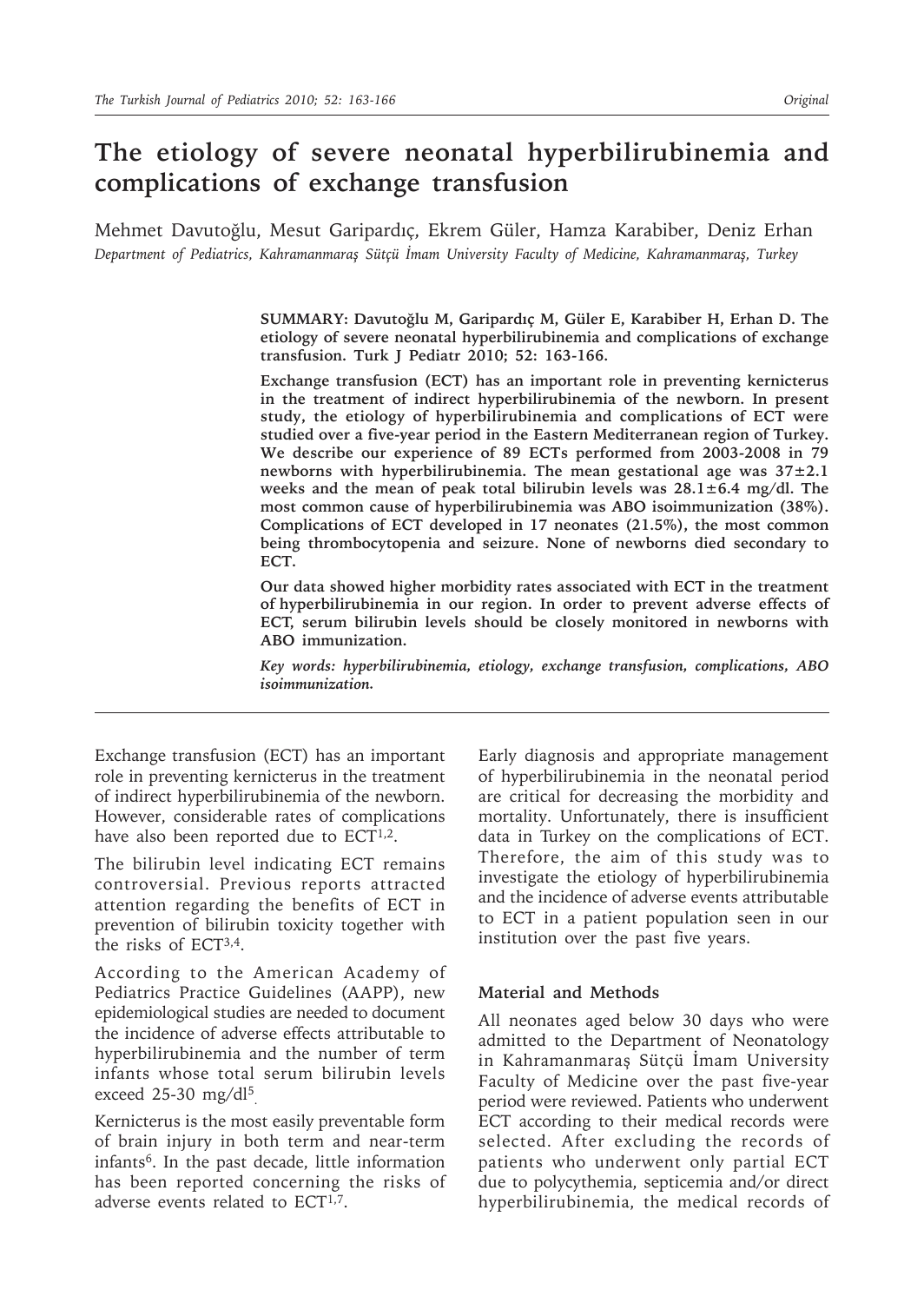# The etiology of severe neonatal hyperbilirubinemia and complications of exchange transfusion

Mehmet Davutoğlu, Mesut Garipardıç, Ekrem Güler, Hamza Karabiber, Deniz Erhan

*Department of Pediatrics, Kahramanmaraş Sütçü İmam University Faculty of Medicine, Kahramanmaraş, Turkey*

**SUMMARY: Davutoğlu M, Garipardıç M, Güler E, Karabiber H, Erhan D. The etiology of severe neonatal hyperbilirubinemia and complications of exchange transfusion. Turk J Pediatr 2010; 52: 163-166.**

**Exchange transfusion (ECT) has an important role in preventing kernicterus in the treatment of indirect hyperbilirubinemia of the newborn. In present study, the etiology of hyperbilirubinemia and complications of ECT were studied over a five-year period in the Eastern Mediterranean region of Turkey. We describe our experience of 89 ECTs performed from 2003-2008 in 79 newborns with hyperbilirubinemia. The mean gestational age was 37±2.1 weeks and the mean of peak total bilirubin levels was 28.1±6.4 mg/dl. The most common cause of hyperbilirubinemia was ABO isoimmunization (38%). Complications of ECT developed in 17 neonates (21.5%), the most common being thrombocytopenia and seizure. None of newborns died secondary to ECT.**

**Our data showed higher morbidity rates associated with ECT in the treatment of hyperbilirubinemia in our region. In order to prevent adverse effects of ECT, serum bilirubin levels should be closely monitored in newborns with ABO immunization.**

***Key words:** hyperbilirubinemia, etiology, exchange transfusion, complications, ABO isoimmunization.*

Exchange transfusion (ECT) has an important role in preventing kernicterus in the treatment of indirect hyperbilirubinemia of the newborn. However, considerable rates of complications have also been reported due to ECT[1,2].

The bilirubin level indicating ECT remains controversial. Previous reports attracted attention regarding the benefits of ECT in prevention of bilirubin toxicity together with the risks of ECT[3,4].

According to the American Academy of Pediatrics Practice Guidelines (AAPP), new epidemiological studies are needed to document the incidence of adverse effects attributable to hyperbilirubinemia and the number of term infants whose total serum bilirubin levels exceed 25-30 mg/dl[5].

Kernicterus is the most easily preventable form of brain injury in both term and near-term infants[6]. In the past decade, little information has been reported concerning the risks of adverse events related to ECT[1,7].

Early diagnosis and appropriate management of hyperbilirubinemia in the neonatal period are critical for decreasing the morbidity and mortality. Unfortunately, there is insufficient data in Turkey on the complications of ECT. Therefore, the aim of this study was to investigate the etiology of hyperbilirubinemia and the incidence of adverse events attributable to ECT in a patient population seen in our institution over the past five years.

## Material and Methods

All neonates aged below 30 days who were admitted to the Department of Neonatology in Kahramanmaraş Sütçü İmam University Faculty of Medicine over the past five-year period were reviewed. Patients who underwent ECT according to their medical records were selected. After excluding the records of patients who underwent only partial ECT due to polycythemia, septicemia and/or direct hyperbilirubinemia, the medical records of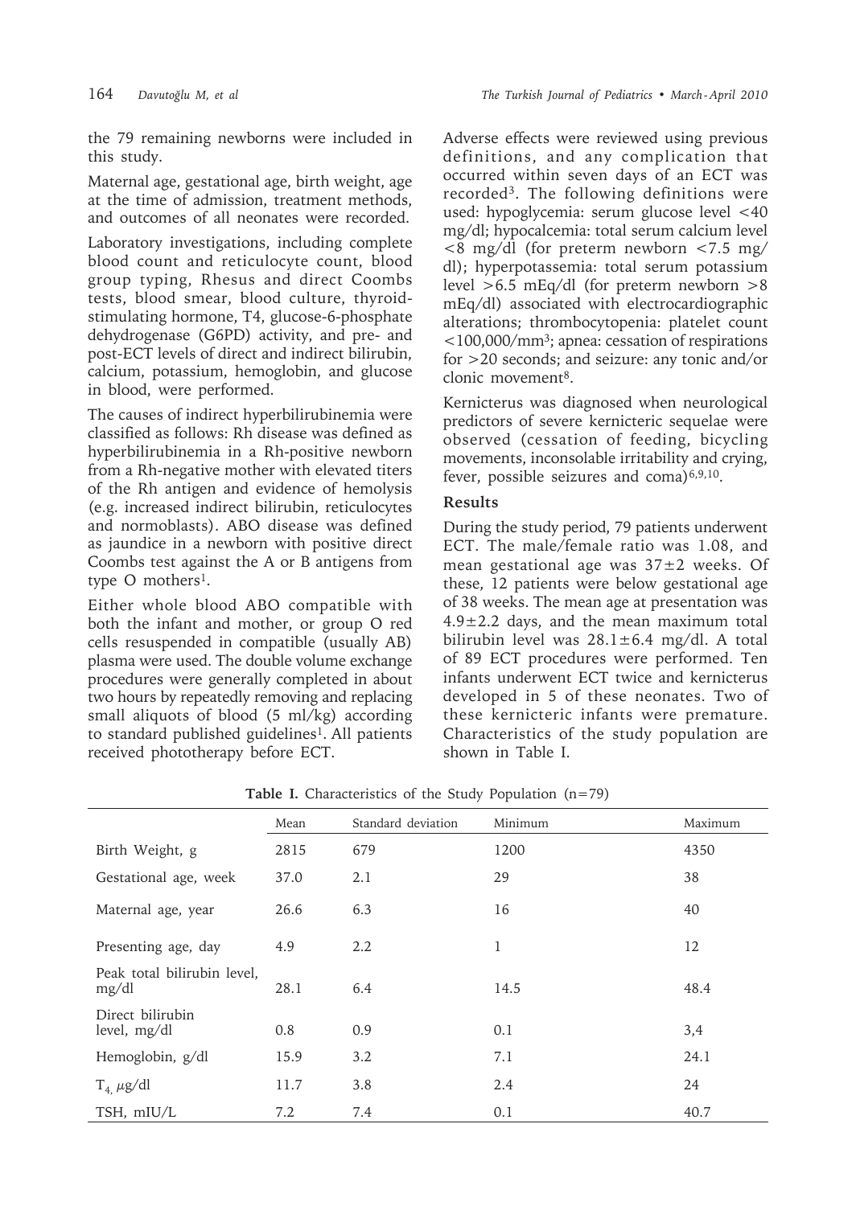the 79 remaining newborns were included in this study.

Maternal age, gestational age, birth weight, age at the time of admission, treatment methods, and outcomes of all neonates were recorded.

Laboratory investigations, including complete blood count and reticulocyte count, blood group typing, Rhesus and direct Coombs tests, blood smear, blood culture, thyroid-stimulating hormone, T4, glucose-6-phosphate dehydrogenase (G6PD) activity, and pre- and post-ECT levels of direct and indirect bilirubin, calcium, potassium, hemoglobin, and glucose in blood, were performed.

The causes of indirect hyperbilirubinemia were classified as follows: Rh disease was defined as hyperbilirubinemia in a Rh-positive newborn from a Rh-negative mother with elevated titers of the Rh antigen and evidence of hemolysis (e.g. increased indirect bilirubin, reticulocytes and normoblasts). ABO disease was defined as jaundice in a newborn with positive direct Coombs test against the A or B antigens from type O mothers[1].

Either whole blood ABO compatible with both the infant and mother, or group O red cells resuspended in compatible (usually AB) plasma were used. The double volume exchange procedures were generally completed in about two hours by repeatedly removing and replacing small aliquots of blood (5 ml/kg) according to standard published guidelines[1]. All patients received phototherapy before ECT.

Adverse effects were reviewed using previous definitions, and any complication that occurred within seven days of an ECT was recorded[3]. The following definitions were used: hypoglycemia: serum glucose level <40 mg/dl; hypocalcemia: total serum calcium level <8 mg/dl (for preterm newborn <7.5 mg/dl); hyperpotassemia: total serum potassium level >6.5 mEq/dl (for preterm newborn >8 mEq/dl) associated with electrocardiographic alterations; thrombocytopenia: platelet count <100,000/mm$^3$; apnea: cessation of respirations for >20 seconds; and seizure: any tonic and/or clonic movement[8].

Kernicterus was diagnosed when neurological predictors of severe kernicteric sequelae were observed (cessation of feeding, bicycling movements, inconsolable irritability and crying, fever, possible seizures and coma)[6,9,10].

## Results

During the study period, 79 patients underwent ECT. The male/female ratio was 1.08, and mean gestational age was 37±2 weeks. Of these, 12 patients were below gestational age of 38 weeks. The mean age at presentation was 4.9±2.2 days, and the mean maximum total bilirubin level was 28.1±6.4 mg/dl. A total of 89 ECT procedures were performed. Ten infants underwent ECT twice and kernicterus developed in 5 of these neonates. Two of these kernicteric infants were premature. Characteristics of the study population are shown in Table I.

**Table I.** Characteristics of the Study Population (n=79)

| | Mean | Standard deviation | Minimum | Maximum |
|---|---|---|---|---|
| Birth Weight, g | 2815 | 679 | 1200 | 4350 |
| Gestational age, week | 37.0 | 2.1 | 29 | 38 |
| Maternal age, year | 26.6 | 6.3 | 16 | 40 |
| Presenting age, day | 4.9 | 2.2 | 1 | 12 |
| Peak total bilirubin level, mg/dl | 28.1 | 6.4 | 14.5 | 48.4 |
| Direct bilirubin level, mg/dl | 0.8 | 0.9 | 0.1 | 3,4 |
| Hemoglobin, g/dl | 15.9 | 3.2 | 7.1 | 24.1 |
| $T_4$, µg/dl | 11.7 | 3.8 | 2.4 | 24 |
| TSH, mIU/L | 7.2 | 7.4 | 0.1 | 40.7 |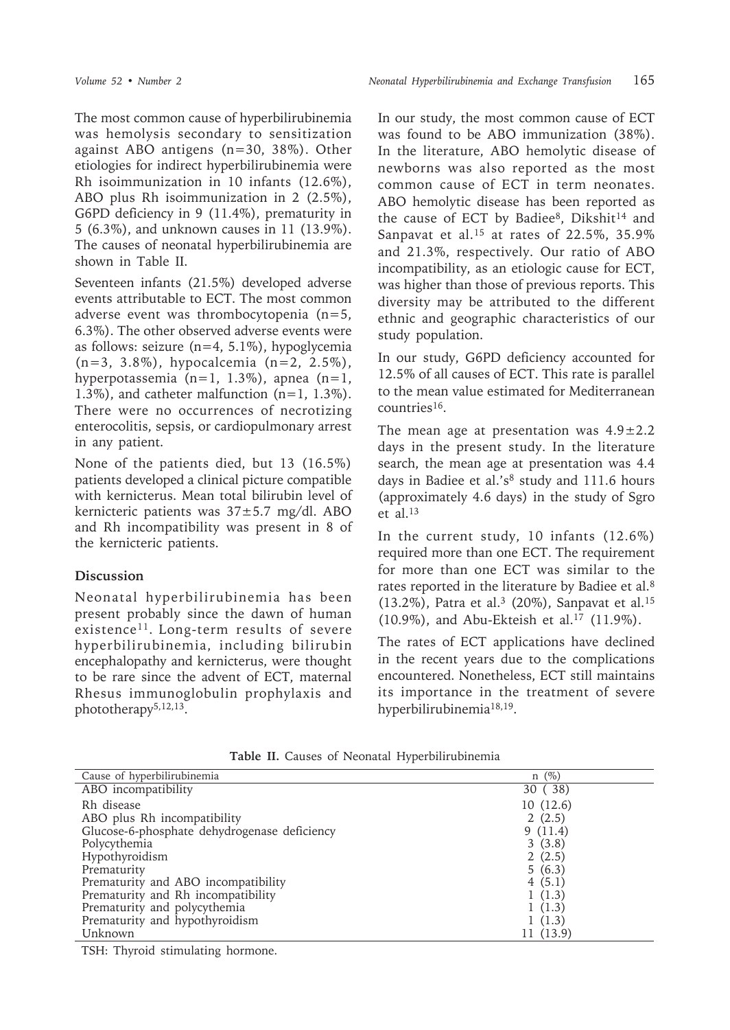The most common cause of hyperbilirubinemia was hemolysis secondary to sensitization against ABO antigens (n=30, 38%). Other etiologies for indirect hyperbilirubinemia were Rh isoimmunization in 10 infants (12.6%), ABO plus Rh isoimmunization in 2 (2.5%), G6PD deficiency in 9 (11.4%), prematurity in 5 (6.3%), and unknown causes in 11 (13.9%). The causes of neonatal hyperbilirubinemia are shown in Table II.

Seventeen infants (21.5%) developed adverse events attributable to ECT. The most common adverse event was thrombocytopenia (n=5, 6.3%). The other observed adverse events were as follows: seizure (n=4, 5.1%), hypoglycemia (n=3, 3.8%), hypocalcemia (n=2, 2.5%), hyperpotassemia (n=1, 1.3%), apnea (n=1, 1.3%), and catheter malfunction (n=1, 1.3%). There were no occurrences of necrotizing enterocolitis, sepsis, or cardiopulmonary arrest in any patient.

None of the patients died, but 13 (16.5%) patients developed a clinical picture compatible with kernicterus. Mean total bilirubin level of kernicteric patients was 37±5.7 mg/dl. ABO and Rh incompatibility was present in 8 of the kernicteric patients.

## Discussion

Neonatal hyperbilirubinemia has been present probably since the dawn of human existence[11]. Long-term results of severe hyperbilirubinemia, including bilirubin encephalopathy and kernicterus, were thought to be rare since the advent of ECT, maternal Rhesus immunoglobulin prophylaxis and phototherapy[5,12,13].

In our study, the most common cause of ECT was found to be ABO immunization (38%). In the literature, ABO hemolytic disease of newborns was also reported as the most common cause of ECT in term neonates. ABO hemolytic disease has been reported as the cause of ECT by Badiee[8], Dikshit[14] and Sanpavat et al.[15] at rates of 22.5%, 35.9% and 21.3%, respectively. Our ratio of ABO incompatibility, as an etiologic cause for ECT, was higher than those of previous reports. This diversity may be attributed to the different ethnic and geographic characteristics of our study population.

In our study, G6PD deficiency accounted for 12.5% of all causes of ECT. This rate is parallel to the mean value estimated for Mediterranean countries[16].

The mean age at presentation was 4.9±2.2 days in the present study. In the literature search, the mean age at presentation was 4.4 days in Badiee et al.'s[8] study and 111.6 hours (approximately 4.6 days) in the study of Sgro et al.[13]

In the current study, 10 infants (12.6%) required more than one ECT. The requirement for more than one ECT was similar to the rates reported in the literature by Badiee et al.[8] (13.2%), Patra et al.[3] (20%), Sanpavat et al.[15] (10.9%), and Abu-Ekteish et al.[17] (11.9%).

The rates of ECT applications have declined in the recent years due to the complications encountered. Nonetheless, ECT still maintains its importance in the treatment of severe hyperbilirubinemia[18,19].

**Table II.** Causes of Neonatal Hyperbilirubinemia

| Cause of hyperbilirubinemia | n (%) |
|---|---|
| ABO incompatibility | 30 ( 38) |
| Rh disease | 10 (12.6) |
| ABO plus Rh incompatibility | 2 (2.5) |
| Glucose-6-phosphate dehydrogenase deficiency | 9 (11.4) |
| Polycythemia | 3 (3.8) |
| Hypothyroidism | 2 (2.5) |
| Prematurity | 5 (6.3) |
| Prematurity and ABO incompatibility | 4 (5.1) |
| Prematurity and Rh incompatibility | 1 (1.3) |
| Prematurity and polycythemia | 1 (1.3) |
| Prematurity and hypothyroidism | 1 (1.3) |
| Unknown | 11 (13.9) |

TSH: Thyroid stimulating hormone.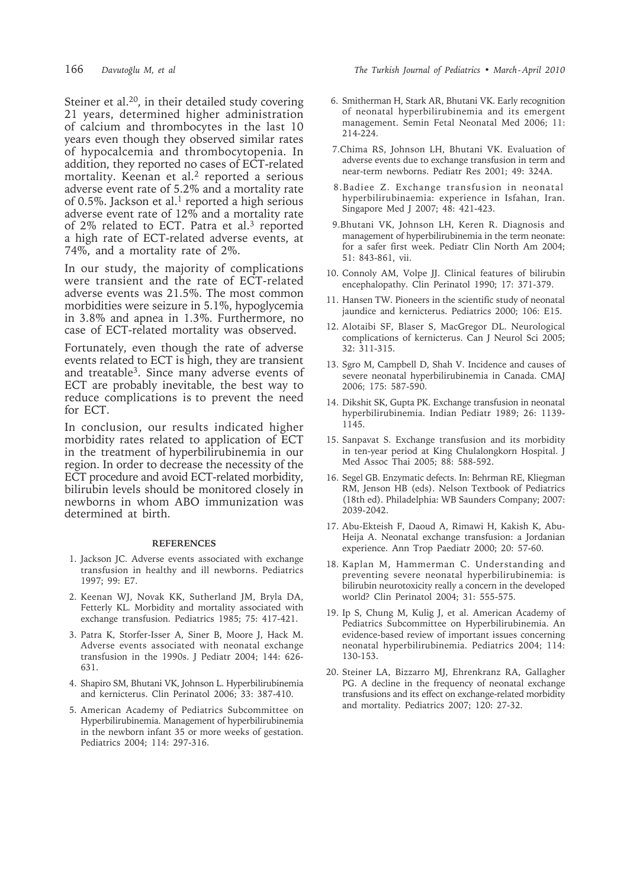Steiner et al.[20], in their detailed study covering 21 years, determined higher administration of calcium and thrombocytes in the last 10 years even though they observed similar rates of hypocalcemia and thrombocytopenia. In addition, they reported no cases of ECT-related mortality. Keenan et al.[2] reported a serious adverse event rate of 5.2% and a mortality rate of 0.5%. Jackson et al.[1] reported a high serious adverse event rate of 12% and a mortality rate of 2% related to ECT. Patra et al.[3] reported a high rate of ECT-related adverse events, at 74%, and a mortality rate of 2%.

In our study, the majority of complications were transient and the rate of ECT-related adverse events was 21.5%. The most common morbidities were seizure in 5.1%, hypoglycemia in 3.8% and apnea in 1.3%. Furthermore, no case of ECT-related mortality was observed.

Fortunately, even though the rate of adverse events related to ECT is high, they are transient and treatable[3]. Since many adverse events of ECT are probably inevitable, the best way to reduce complications is to prevent the need for ECT.

In conclusion, our results indicated higher morbidity rates related to application of ECT in the treatment of hyperbilirubinemia in our region. In order to decrease the necessity of the ECT procedure and avoid ECT-related morbidity, bilirubin levels should be monitored closely in newborns in whom ABO immunization was determined at birth.

## REFERENCES

1. Jackson JC. Adverse events associated with exchange transfusion in healthy and ill newborns. Pediatrics 1997; 99: E7.
2. Keenan WJ, Novak KK, Sutherland JM, Bryla DA, Fetterly KL. Morbidity and mortality associated with exchange transfusion. Pediatrics 1985; 75: 417-421.
3. Patra K, Storfer-Isser A, Siner B, Moore J, Hack M. Adverse events associated with neonatal exchange transfusion in the 1990s. J Pediatr 2004; 144: 626-631.
4. Shapiro SM, Bhutani VK, Johnson L. Hyperbilirubinemia and kernicterus. Clin Perinatol 2006; 33: 387-410.
5. American Academy of Pediatrics Subcommittee on Hyperbilirubinemia. Management of hyperbilirubinemia in the newborn infant 35 or more weeks of gestation. Pediatrics 2004; 114: 297-316.
6. Smitherman H, Stark AR, Bhutani VK. Early recognition of neonatal hyperbilirubinemia and its emergent management. Semin Fetal Neonatal Med 2006; 11: 214-224.
7. Chima RS, Johnson LH, Bhutani VK. Evaluation of adverse events due to exchange transfusion in term and near-term newborns. Pediatr Res 2001; 49: 324A.
8. Badiee Z. Exchange transfusion in neonatal hyperbilirubinaemia: experience in Isfahan, Iran. Singapore Med J 2007; 48: 421-423.
9. Bhutani VK, Johnson LH, Keren R. Diagnosis and management of hyperbilirubinemia in the term neonate: for a safer first week. Pediatr Clin North Am 2004; 51: 843-861, vii.
10. Connoly AM, Volpe JJ. Clinical features of bilirubin encephalopathy. Clin Perinatol 1990; 17: 371-379.
11. Hansen TW. Pioneers in the scientific study of neonatal jaundice and kernicterus. Pediatrics 2000; 106: E15.
12. Alotaibi SF, Blaser S, MacGregor DL. Neurological complications of kernicterus. Can J Neurol Sci 2005; 32: 311-315.
13. Sgro M, Campbell D, Shah V. Incidence and causes of severe neonatal hyperbilirubinemia in Canada. CMAJ 2006; 175: 587-590.
14. Dikshit SK, Gupta PK. Exchange transfusion in neonatal hyperbilirubinemia. Indian Pediatr 1989; 26: 1139-1145.
15. Sanpavat S. Exchange transfusion and its morbidity in ten-year period at King Chulalongkorn Hospital. J Med Assoc Thai 2005; 88: 588-592.
16. Segel GB. Enzymatic defects. In: Behrman RE, Kliegman RM, Jenson HB (eds). Nelson Textbook of Pediatrics (18th ed). Philadelphia: WB Saunders Company; 2007: 2039-2042.
17. Abu-Ekteish F, Daoud A, Rimawi H, Kakish K, Abu-Heija A. Neonatal exchange transfusion: a Jordanian experience. Ann Trop Paediatr 2000; 20: 57-60.
18. Kaplan M, Hammerman C. Understanding and preventing severe neonatal hyperbilirubinemia: is bilirubin neurotoxicity really a concern in the developed world? Clin Perinatol 2004; 31: 555-575.
19. Ip S, Chung M, Kulig J, et al. American Academy of Pediatrics Subcommittee on Hyperbilirubinemia. An evidence-based review of important issues concerning neonatal hyperbilirubinemia. Pediatrics 2004; 114: 130-153.
20. Steiner LA, Bizzarro MJ, Ehrenkranz RA, Gallagher PG. A decline in the frequency of neonatal exchange transfusions and its effect on exchange-related morbidity and mortality. Pediatrics 2007; 120: 27-32.